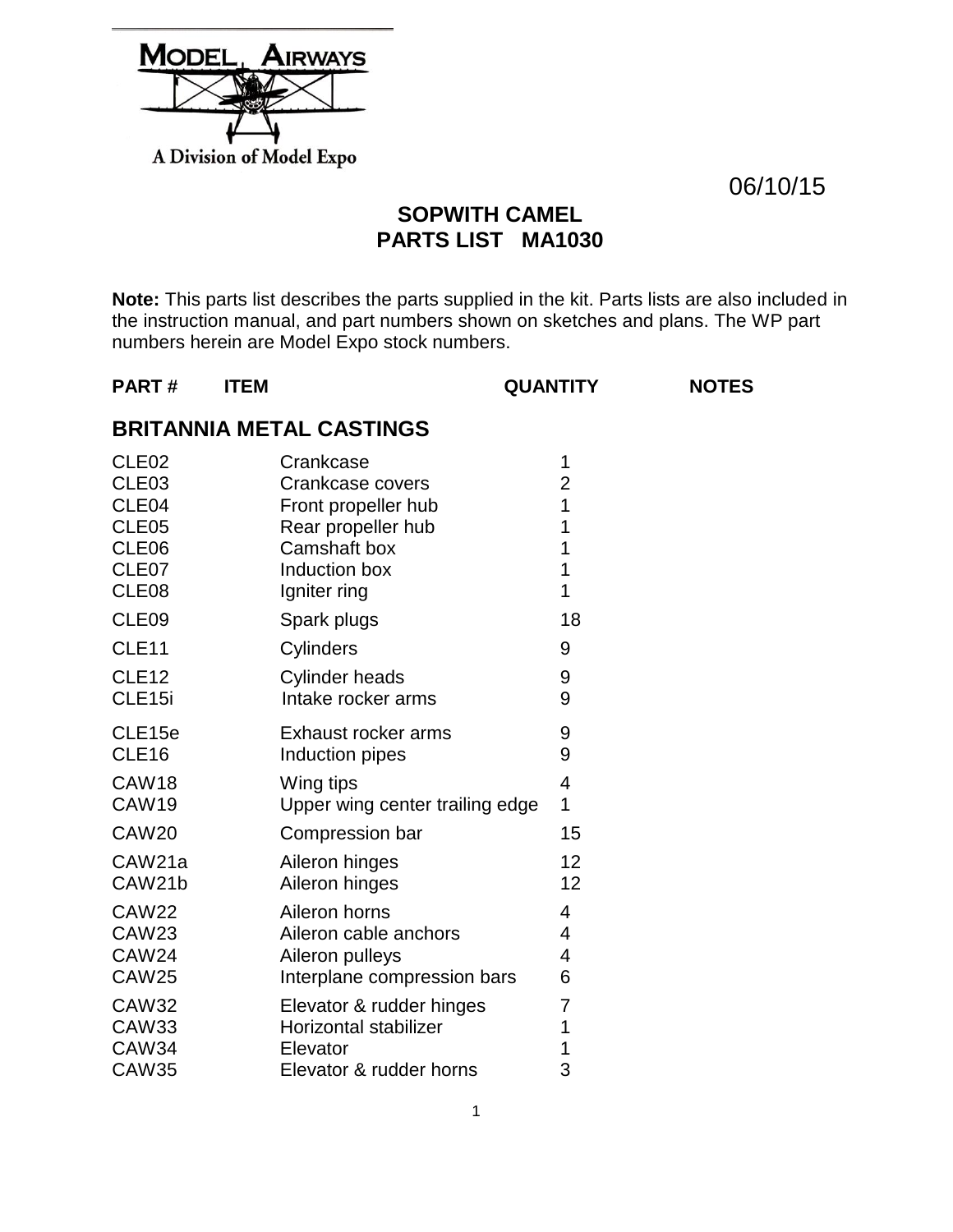MODEL AIRWAYS

A Division of Model Expo

06/10/15

# SOPWITH CAMEL
# PARTS LIST MA1030

**Note:** This parts list describes the parts supplied in the kit. Parts lists are also included in the instruction manual, and part numbers shown on sketches and plans. The WP part numbers herein are Model Expo stock numbers.

| PART # | ITEM | QUANTITY | NOTES |
|---|---|---|---|
| **BRITANNIA METAL CASTINGS** | | | |
| CLE02 | Crankcase | 1 | |
| CLE03 | Crankcase covers | 2 | |
| CLE04 | Front propeller hub | 1 | |
| CLE05 | Rear propeller hub | 1 | |
| CLE06 | Camshaft box | 1 | |
| CLE07 | Induction box | 1 | |
| CLE08 | Igniter ring | 1 | |
| CLE09 | Spark plugs | 18 | |
| CLE11 | Cylinders | 9 | |
| CLE12 | Cylinder heads | 9 | |
| CLE15i | Intake rocker arms | 9 | |
| CLE15e | Exhaust rocker arms | 9 | |
| CLE16 | Induction pipes | 9 | |
| CAW18 | Wing tips | 4 | |
| CAW19 | Upper wing center trailing edge | 1 | |
| CAW20 | Compression bar | 15 | |
| CAW21a | Aileron hinges | 12 | |
| CAW21b | Aileron hinges | 12 | |
| CAW22 | Aileron horns | 4 | |
| CAW23 | Aileron cable anchors | 4 | |
| CAW24 | Aileron pulleys | 4 | |
| CAW25 | Interplane compression bars | 6 | |
| CAW32 | Elevator & rudder hinges | 7 | |
| CAW33 | Horizontal stabilizer | 1 | |
| CAW34 | Elevator | 1 | |
| CAW35 | Elevator & rudder horns | 3 | |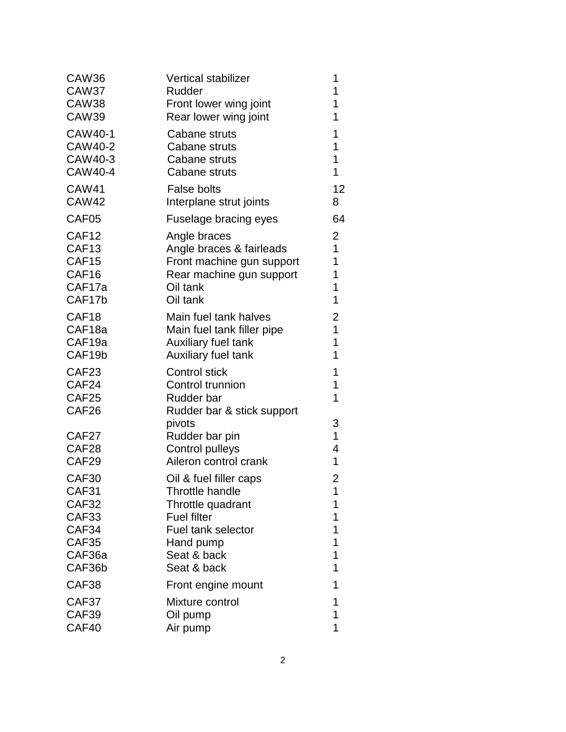| | | |
|---|---|---|
| CAW36 | Vertical stabilizer | 1 |
| CAW37 | Rudder | 1 |
| CAW38 | Front lower wing joint | 1 |
| CAW39 | Rear lower wing joint | 1 |
| CAW40-1 | Cabane struts | 1 |
| CAW40-2 | Cabane struts | 1 |
| CAW40-3 | Cabane struts | 1 |
| CAW40-4 | Cabane struts | 1 |
| CAW41 | False bolts | 12 |
| CAW42 | Interplane strut joints | 8 |
| CAF05 | Fuselage bracing eyes | 64 |
| CAF12 | Angle braces | 2 |
| CAF13 | Angle braces & fairleads | 1 |
| CAF15 | Front machine gun support | 1 |
| CAF16 | Rear machine gun support | 1 |
| CAF17a | Oil tank | 1 |
| CAF17b | Oil tank | 1 |
| CAF18 | Main fuel tank halves | 2 |
| CAF18a | Main fuel tank filler pipe | 1 |
| CAF19a | Auxiliary fuel tank | 1 |
| CAF19b | Auxiliary fuel tank | 1 |
| CAF23 | Control stick | 1 |
| CAF24 | Control trunnion | 1 |
| CAF25 | Rudder bar | 1 |
| CAF26 | Rudder bar & stick support pivots | 3 |
| CAF27 | Rudder bar pin | 1 |
| CAF28 | Control pulleys | 4 |
| CAF29 | Aileron control crank | 1 |
| CAF30 | Oil & fuel filler caps | 2 |
| CAF31 | Throttle handle | 1 |
| CAF32 | Throttle quadrant | 1 |
| CAF33 | Fuel filter | 1 |
| CAF34 | Fuel tank selector | 1 |
| CAF35 | Hand pump | 1 |
| CAF36a | Seat & back | 1 |
| CAF36b | Seat & back | 1 |
| CAF38 | Front engine mount | 1 |
| CAF37 | Mixture control | 1 |
| CAF39 | Oil pump | 1 |
| CAF40 | Air pump | 1 |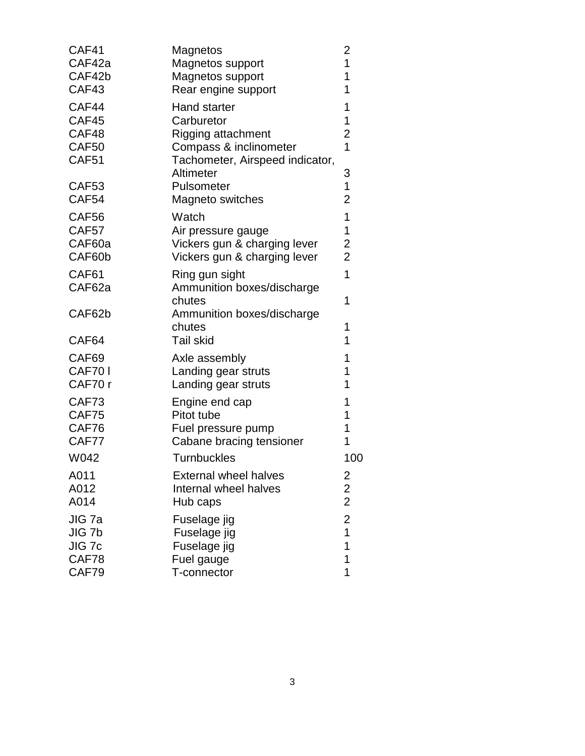| | | |
|---|---|---|
| CAF41 | Magnetos | 2 |
| CAF42a | Magnetos support | 1 |
| CAF42b | Magnetos support | 1 |
| CAF43 | Rear engine support | 1 |
| CAF44 | Hand starter | 1 |
| CAF45 | Carburetor | 1 |
| CAF48 | Rigging attachment | 2 |
| CAF50 | Compass & inclinometer | 1 |
| CAF51 | Tachometer, Airspeed indicator, Altimeter | 3 |
| CAF53 | Pulsometer | 1 |
| CAF54 | Magneto switches | 2 |
| CAF56 | Watch | 1 |
| CAF57 | Air pressure gauge | 1 |
| CAF60a | Vickers gun & charging lever | 2 |
| CAF60b | Vickers gun & charging lever | 2 |
| CAF61 | Ring gun sight | 1 |
| CAF62a | Ammunition boxes/discharge chutes | 1 |
| CAF62b | Ammunition boxes/discharge chutes | 1 |
| CAF64 | Tail skid | 1 |
| CAF69 | Axle assembly | 1 |
| CAF70 l | Landing gear struts | 1 |
| CAF70 r | Landing gear struts | 1 |
| CAF73 | Engine end cap | 1 |
| CAF75 | Pitot tube | 1 |
| CAF76 | Fuel pressure pump | 1 |
| CAF77 | Cabane bracing tensioner | 1 |
| W042 | Turnbuckles | 100 |
| A011 | External wheel halves | 2 |
| A012 | Internal wheel halves | 2 |
| A014 | Hub caps | 2 |
| JIG 7a | Fuselage jig | 2 |
| JIG 7b | Fuselage jig | 1 |
| JIG 7c | Fuselage jig | 1 |
| CAF78 | Fuel gauge | 1 |
| CAF79 | T-connector | 1 |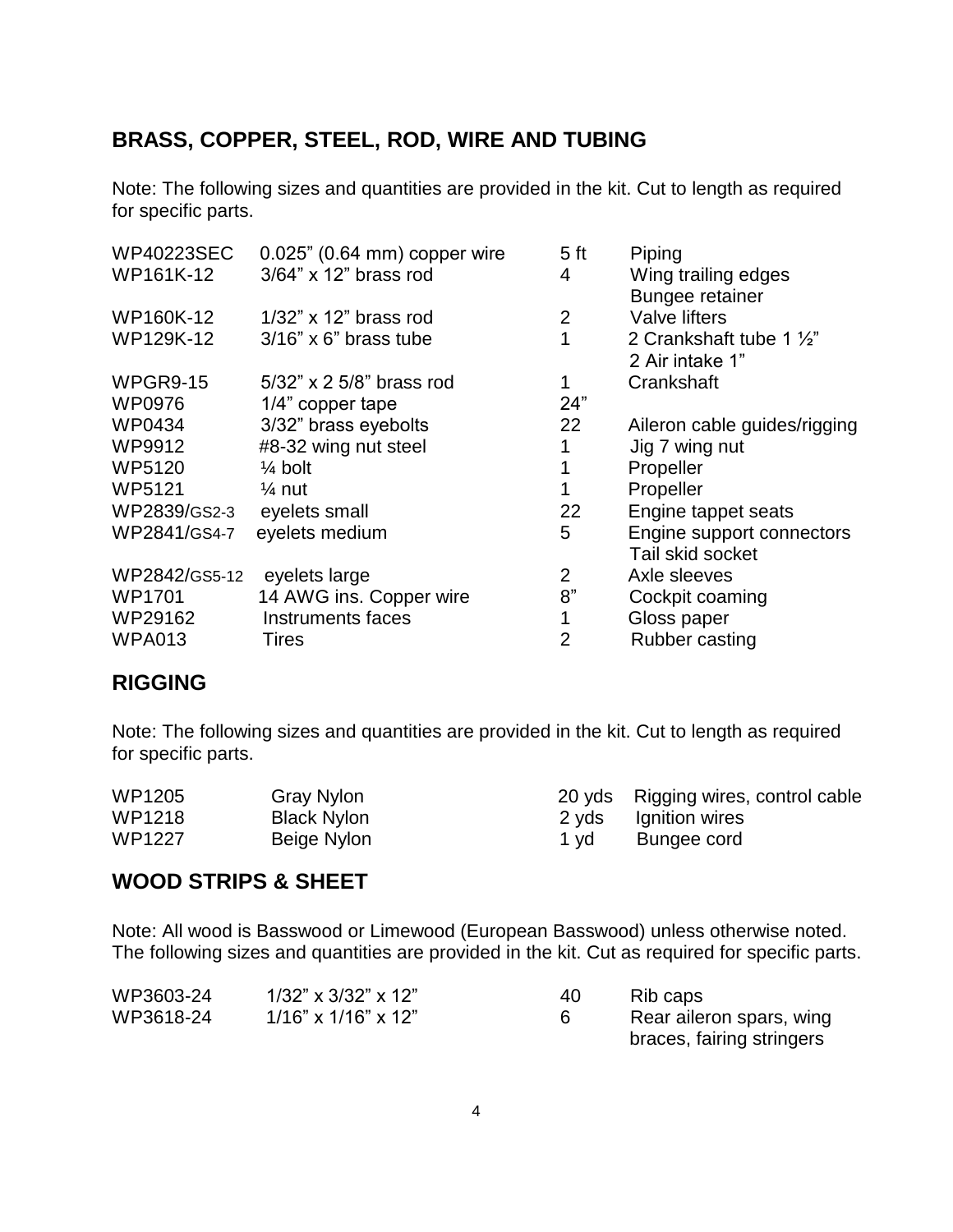## BRASS, COPPER, STEEL, ROD, WIRE AND TUBING

Note: The following sizes and quantities are provided in the kit. Cut to length as required for specific parts.

| | | | |
|---|---|---|---|
| WP40223SEC | 0.025" (0.64 mm) copper wire | 5 ft | Piping |
| WP161K-12 | 3/64" x 12" brass rod | 4 | Wing trailing edges<br>Bungee retainer |
| WP160K-12 | 1/32" x 12" brass rod | 2 | Valve lifters |
| WP129K-12 | 3/16" x 6" brass tube | 1 | 2 Crankshaft tube 1 ½"<br>2 Air intake 1" |
| WPGR9-15 | 5/32" x 2 5/8" brass rod | 1 | Crankshaft |
| WP0976 | 1/4" copper tape | 24" | |
| WP0434 | 3/32" brass eyebolts | 22 | Aileron cable guides/rigging |
| WP9912 | #8-32 wing nut steel | 1 | Jig 7 wing nut |
| WP5120 | ¼ bolt | 1 | Propeller |
| WP5121 | ¼ nut | 1 | Propeller |
| WP2839/GS2-3 | eyelets small | 22 | Engine tappet seats |
| WP2841/GS4-7 | eyelets medium | 5 | Engine support connectors<br>Tail skid socket |
| WP2842/GS5-12 | eyelets large | 2 | Axle sleeves |
| WP1701 | 14 AWG ins. Copper wire | 8" | Cockpit coaming |
| WP29162 | Instruments faces | 1 | Gloss paper |
| WPA013 | Tires | 2 | Rubber casting |

## RIGGING

Note: The following sizes and quantities are provided in the kit. Cut to length as required for specific parts.

| | | | |
|---|---|---|---|
| WP1205 | Gray Nylon | 20 yds | Rigging wires, control cable |
| WP1218 | Black Nylon | 2 yds | Ignition wires |
| WP1227 | Beige Nylon | 1 yd | Bungee cord |

## WOOD STRIPS & SHEET

Note: All wood is Basswood or Limewood (European Basswood) unless otherwise noted. The following sizes and quantities are provided in the kit. Cut as required for specific parts.

| | | | |
|---|---|---|---|
| WP3603-24 | 1/32" x 3/32" x 12" | 40 | Rib caps |
| WP3618-24 | 1/16" x 1/16" x 12" | 6 | Rear aileron spars, wing braces, fairing stringers |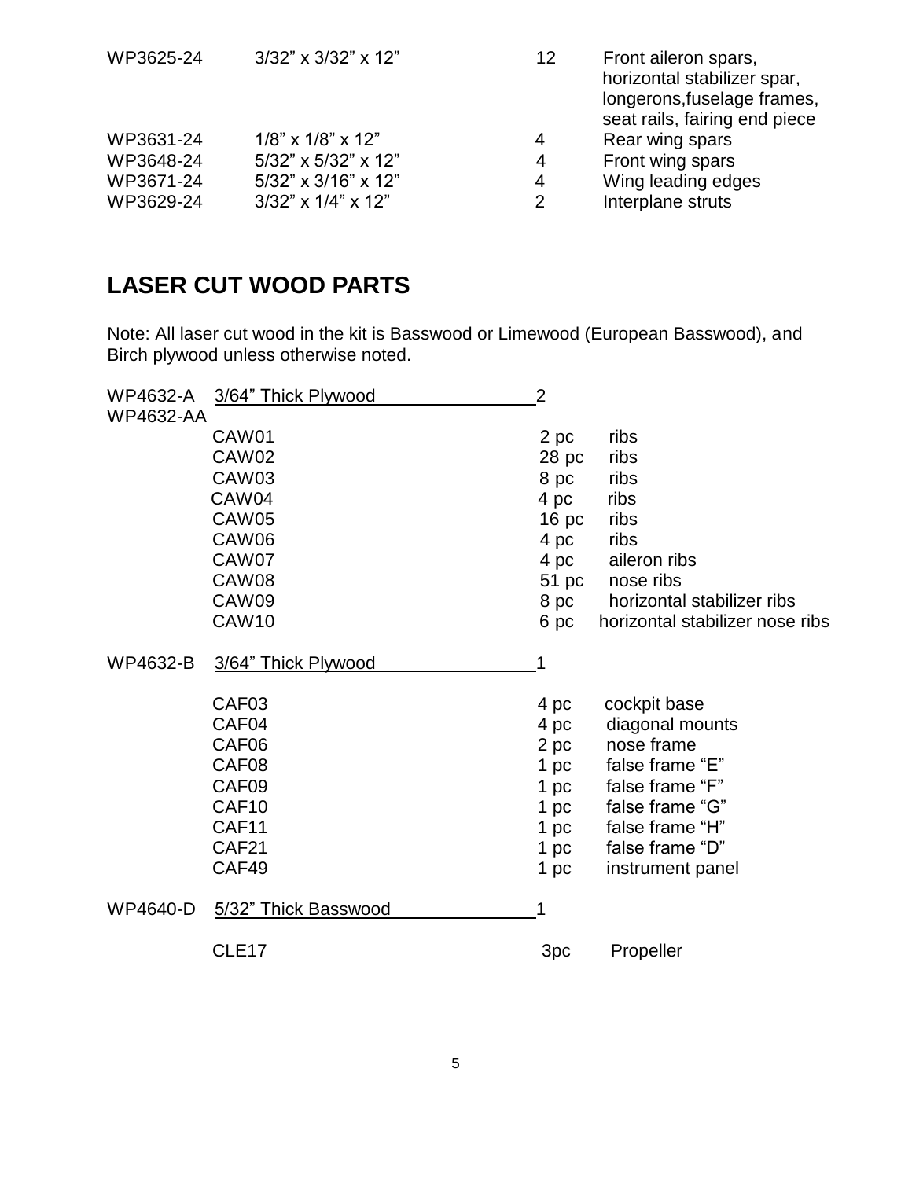| | | | |
|---|---|---|---|
| WP3625-24 | 3/32” x 3/32” x 12” | 12 | Front aileron spars, horizontal stabilizer spar, longerons,fuselage frames, seat rails, fairing end piece |
| WP3631-24 | 1/8” x 1/8” x 12” | 4 | Rear wing spars |
| WP3648-24 | 5/32” x 5/32” x 12” | 4 | Front wing spars |
| WP3671-24 | 5/32” x 3/16” x 12” | 4 | Wing leading edges |
| WP3629-24 | 3/32” x 1/4” x 12” | 2 | Interplane struts |

## LASER CUT WOOD PARTS

Note: All laser cut wood in the kit is Basswood or Limewood (European Basswood), and Birch plywood unless otherwise noted.

| | | | |
|---|---|---|---|
| WP4632-A WP4632-AA | 3/64” Thick Plywood | 2 | |
| | CAW01 | 2 pc | ribs |
| | CAW02 | 28 pc | ribs |
| | CAW03 | 8 pc | ribs |
| | CAW04 | 4 pc | ribs |
| | CAW05 | 16 pc | ribs |
| | CAW06 | 4 pc | ribs |
| | CAW07 | 4 pc | aileron ribs |
| | CAW08 | 51 pc | nose ribs |
| | CAW09 | 8 pc | horizontal stabilizer ribs |
| | CAW10 | 6 pc | horizontal stabilizer nose ribs |
| WP4632-B | 3/64” Thick Plywood | 1 | |
| | CAF03 | 4 pc | cockpit base |
| | CAF04 | 4 pc | diagonal mounts |
| | CAF06 | 2 pc | nose frame |
| | CAF08 | 1 pc | false frame “E” |
| | CAF09 | 1 pc | false frame “F” |
| | CAF10 | 1 pc | false frame “G” |
| | CAF11 | 1 pc | false frame “H” |
| | CAF21 | 1 pc | false frame “D” |
| | CAF49 | 1 pc | instrument panel |
| WP4640-D | 5/32” Thick Basswood | 1 | |
| | CLE17 | 3pc | Propeller |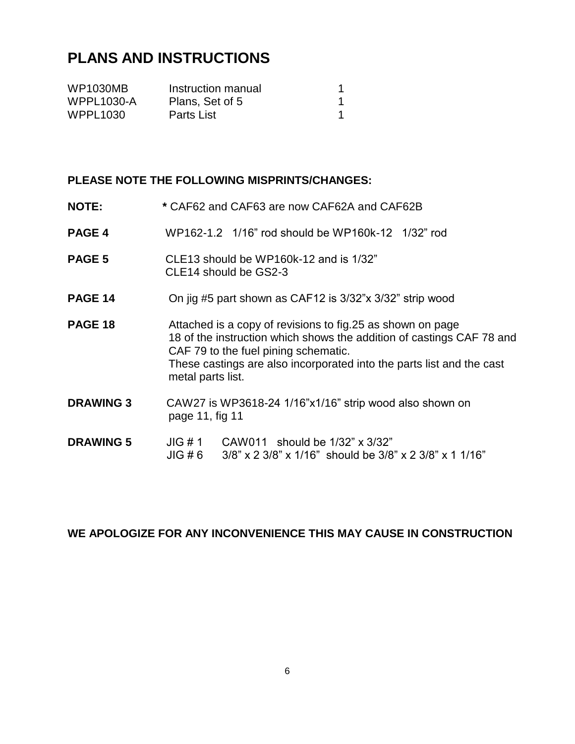## PLANS AND INSTRUCTIONS

| | | |
|---|---|---|
| WP1030MB | Instruction manual | 1 |
| WPPL1030-A | Plans, Set of 5 | 1 |
| WPPL1030 | Parts List | 1 |

**PLEASE NOTE THE FOLLOWING MISPRINTS/CHANGES:**

**NOTE:** **\*** CAF62 and CAF63 are now CAF62A and CAF62B

**PAGE 4** WP162-1.2 1/16" rod should be WP160k-12 1/32" rod

**PAGE 5** CLE13 should be WP160k-12 and is 1/32"
CLE14 should be GS2-3

**PAGE 14** On jig #5 part shown as CAF12 is 3/32"x 3/32" strip wood

**PAGE 18** Attached is a copy of revisions to fig.25 as shown on page 18 of the instruction which shows the addition of castings CAF 78 and CAF 79 to the fuel pining schematic.
These castings are also incorporated into the parts list and the cast metal parts list.

**DRAWING 3** CAW27 is WP3618-24 1/16"x1/16" strip wood also shown on page 11, fig 11

**DRAWING 5** JIG # 1 CAW011 should be 1/32" x 3/32"
JIG # 6 3/8" x 2 3/8" x 1/16" should be 3/8" x 2 3/8" x 1 1/16"

**WE APOLOGIZE FOR ANY INCONVENIENCE THIS MAY CAUSE IN CONSTRUCTION**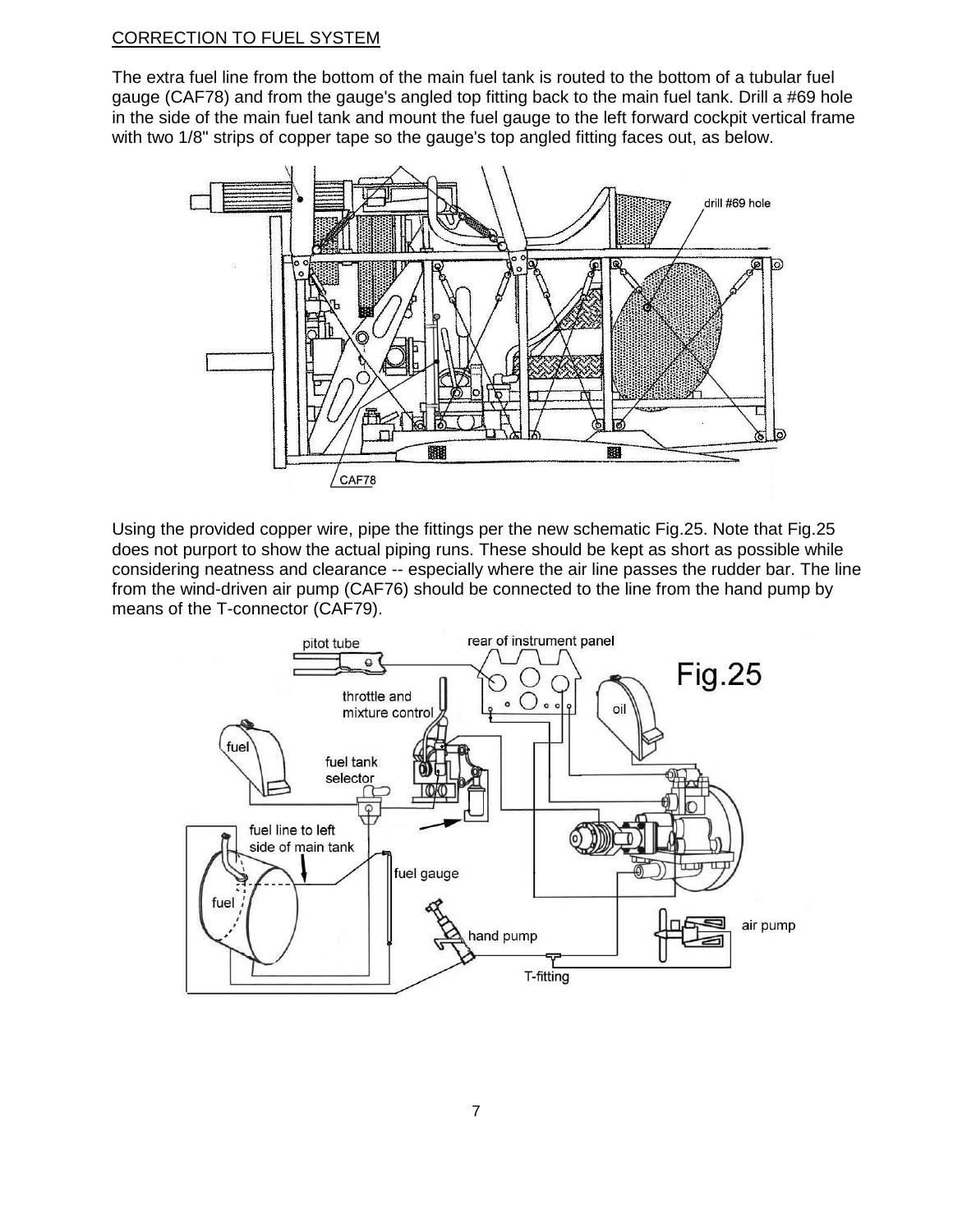CORRECTION TO FUEL SYSTEM

The extra fuel line from the bottom of the main fuel tank is routed to the bottom of a tubular fuel gauge (CAF78) and from the gauge's angled top fitting back to the main fuel tank. Drill a #69 hole in the side of the main fuel tank and mount the fuel gauge to the left forward cockpit vertical frame with two 1/8" strips of copper tape so the gauge's top angled fitting faces out, as below.

drill #69 hole

CAF78

Using the provided copper wire, pipe the fittings per the new schematic Fig.25. Note that Fig.25 does not purport to show the actual piping runs. These should be kept as short as possible while considering neatness and clearance -- especially where the air line passes the rudder bar. The line from the wind-driven air pump (CAF76) should be connected to the line from the hand pump by means of the T-connector (CAF79).

pitot tube

rear of instrument panel

Fig.25

throttle and mixture control

oil

fuel

fuel tank selector

fuel line to left side of main tank

fuel gauge

fuel

hand pump

air pump

T-fitting